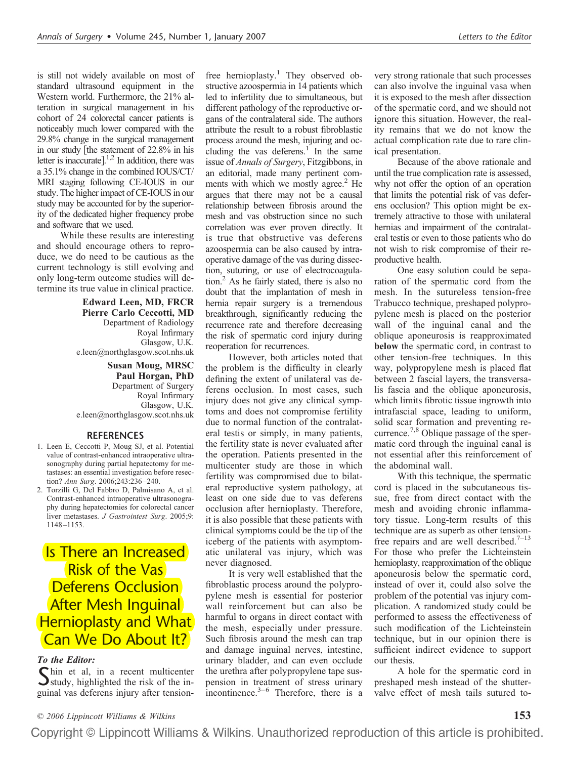is still not widely available on most of standard ultrasound equipment in the Western world. Furthermore, the 21% alteration in surgical management in his cohort of 24 colorectal cancer patients is noticeably much lower compared with the 29.8% change in the surgical management in our study [the statement of 22.8% in his letter is inaccurate].[1,2] In addition, there was a 35.1% change in the combined IOUS/CT/MRI staging following CE-IOUS in our study. The higher impact of CE-IOUS in our study may be accounted for by the superiority of the dedicated higher frequency probe and software that we used.

While these results are interesting and should encourage others to reproduce, we do need to be cautious as the current technology is still evolving and only long-term outcome studies will determine its true value in clinical practice.

**Edward Leen, MD, FRCR**
**Pierre Carlo Ceccotti, MD**
Department of Radiology
Royal Infirmary
Glasgow, U.K.
e.leen@northglasgow.scot.nhs.uk

**Susan Moug, MRSC**
**Paul Horgan, PhD**
Department of Surgery
Royal Infirmary
Glasgow, U.K.
e.leen@northglasgow.scot.nhs.uk

## REFERENCES

1. Leen E, Ceccotti P, Moug SJ, et al. Potential value of contrast-enhanced intraoperative ultrasonography during partial hepatectomy for metastases: an essential investigation before resection? *Ann Surg*. 2006;243:236–240.
2. Torzilli G, Del Fabbro D, Palmisano A, et al. Contrast-enhanced intraoperative ultrasonography during hepatectomies for colorectal cancer liver metastases. *J Gastrointest Surg*. 2005;9: 1148–1153.

# Is There an Increased Risk of the Vas Deferens Occlusion After Mesh Inguinal Hernioplasty and What Can We Do About It?

*To the Editor:*

Shin et al, in a recent multicenter study, highlighted the risk of the inguinal vas deferens injury after tension-free hernioplasty.[1] They observed obstructive azoospermia in 14 patients which led to infertility due to simultaneous, but different pathology of the reproductive organs of the contralateral side. The authors attribute the result to a robust fibroblastic process around the mesh, injuring and occluding the vas deferens.[1] In the same issue of *Annals of Surgery*, Fitzgibbons, in an editorial, made many pertinent comments with which we mostly agree.[2] He argues that there may not be a causal relationship between fibrosis around the mesh and vas obstruction since no such correlation was ever proven directly. It is true that obstructive vas deferens azoospermia can be also caused by intraoperative damage of the vas during dissection, suturing, or use of electrocoagulation.[2] As he fairly stated, there is also no doubt that the implantation of mesh in hernia repair surgery is a tremendous breakthrough, significantly reducing the recurrence rate and therefore decreasing the risk of spermatic cord injury during reoperation for recurrences.

However, both articles noted that the problem is the difficulty in clearly defining the extent of unilateral vas deferens occlusion. In most cases, such injury does not give any clinical symptoms and does not compromise fertility due to normal function of the contralateral testis or simply, in many patients, the fertility state is never evaluated after the operation. Patients presented in the multicenter study are those in which fertility was compromised due to bilateral reproductive system pathology, at least on one side due to vas deferens occlusion after hernioplasty. Therefore, it is also possible that these patients with clinical symptoms could be the tip of the iceberg of the patients with asymptomatic unilateral vas injury, which was never diagnosed.

It is very well established that the fibroblastic process around the polypropylene mesh is essential for posterior wall reinforcement but can also be harmful to organs in direct contact with the mesh, especially under pressure. Such fibrosis around the mesh can trap and damage inguinal nerves, intestine, urinary bladder, and can even occlude the urethra after polypropylene tape suspension in treatment of stress urinary incontinence.[3–6] Therefore, there is a very strong rationale that such processes can also involve the inguinal vasa when it is exposed to the mesh after dissection of the spermatic cord, and we should not ignore this situation. However, the reality remains that we do not know the actual complication rate due to rare clinical presentation.

Because of the above rationale and until the true complication rate is assessed, why not offer the option of an operation that limits the potential risk of vas deferens occlusion? This option might be extremely attractive to those with unilateral hernias and impairment of the contralateral testis or even to those patients who do not wish to risk compromise of their reproductive health.

One easy solution could be separation of the spermatic cord from the mesh. In the sutureless tension-free Trabucco technique, preshaped polypropylene mesh is placed on the posterior wall of the inguinal canal and the oblique aponeurosis is reapproximated **below** the spermatic cord, in contrast to other tension-free techniques. In this way, polypropylene mesh is placed flat between 2 fascial layers, the transversalis fascia and the oblique aponeurosis, which limits fibrotic tissue ingrowth into intrafascial space, leading to uniform, solid scar formation and preventing recurrence.[7,8] Oblique passage of the spermatic cord through the inguinal canal is not essential after this reinforcement of the abdominal wall.

With this technique, the spermatic cord is placed in the subcutaneous tissue, free from direct contact with the mesh and avoiding chronic inflammatory tissue. Long-term results of this technique are as superb as other tension-free repairs and are well described.[7–13] For those who prefer the Lichteinstein hernioplasty, reapproximation of the oblique aponeurosis below the spermatic cord, instead of over it, could also solve the problem of the potential vas injury complication. A randomized study could be performed to assess the effectiveness of such modification of the Lichteinstein technique, but in our opinion there is sufficient indirect evidence to support our thesis.

A hole for the spermatic cord in preshaped mesh instead of the shutter-valve effect of mesh tails sutured to-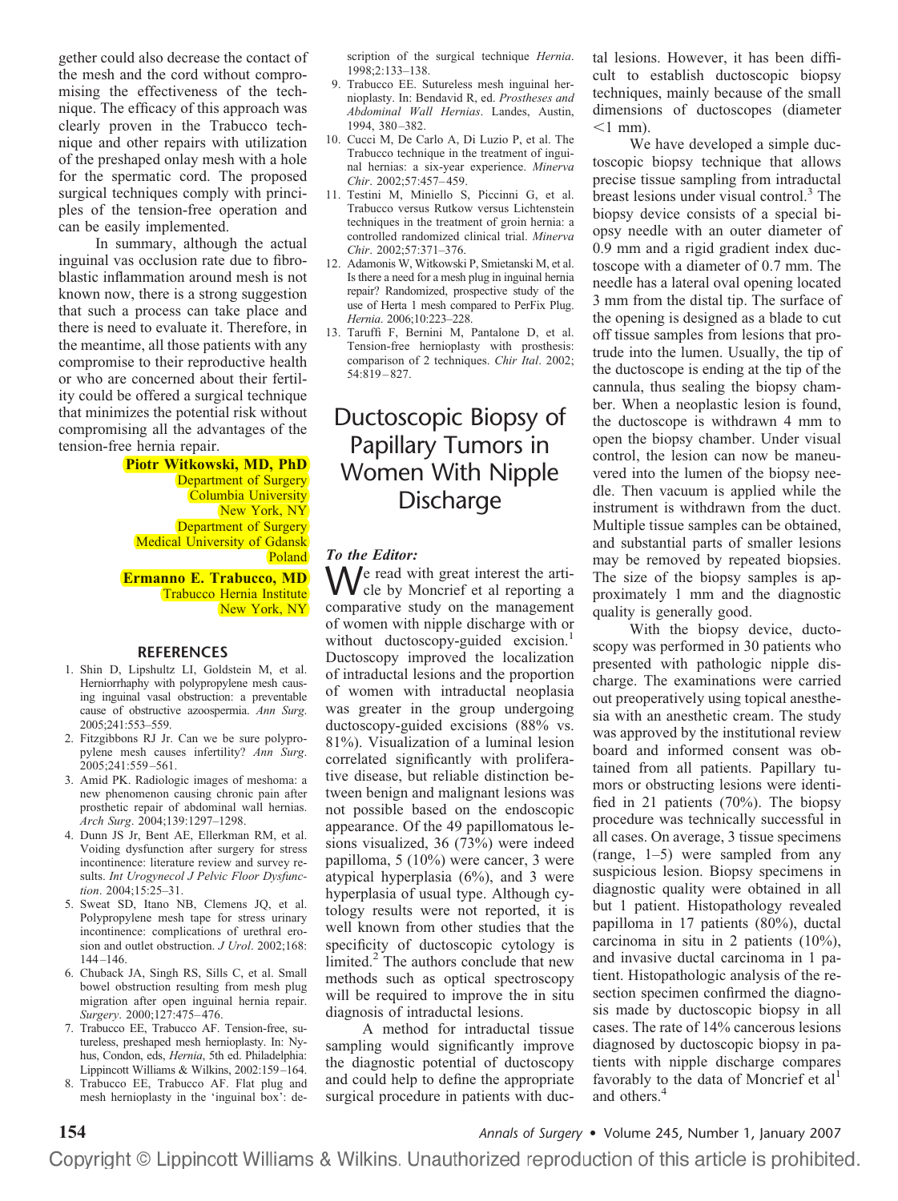gether could also decrease the contact of the mesh and the cord without compromising the effectiveness of the technique. The efficacy of this approach was clearly proven in the Trabucco technique and other repairs with utilization of the preshaped onlay mesh with a hole for the spermatic cord. The proposed surgical techniques comply with principles of the tension-free operation and can be easily implemented.

In summary, although the actual inguinal vas occlusion rate due to fibroblastic inflammation around mesh is not known now, there is a strong suggestion that such a process can take place and there is need to evaluate it. Therefore, in the meantime, all those patients with any compromise to their reproductive health or who are concerned about their fertility could be offered a surgical technique that minimizes the potential risk without compromising all the advantages of the tension-free hernia repair.

**Piotr Witkowski, MD, PhD**
Department of Surgery
Columbia University
New York, NY
Department of Surgery
Medical University of Gdansk
Poland

**Ermanno E. Trabucco, MD**
Trabucco Hernia Institute
New York, NY

## REFERENCES

1. Shin D, Lipshultz LI, Goldstein M, et al. Herniorrhaphy with polypropylene mesh causing inguinal vasal obstruction: a preventable cause of obstructive azoospermia. *Ann Surg*. 2005;241:553–559.
2. Fitzgibbons RJ Jr. Can we be sure polypropylene mesh causes infertility? *Ann Surg*. 2005;241:559–561.
3. Amid PK. Radiologic images of meshoma: a new phenomenon causing chronic pain after prosthetic repair of abdominal wall hernias. *Arch Surg*. 2004;139:1297–1298.
4. Dunn JS Jr, Bent AE, Ellerkman RM, et al. Voiding dysfunction after surgery for stress incontinence: literature review and survey results. *Int Urogynecol J Pelvic Floor Dysfunction*. 2004;15:25–31.
5. Sweat SD, Itano NB, Clemens JQ, et al. Polypropylene mesh tape for stress urinary incontinence: complications of urethral erosion and outlet obstruction. *J Urol*. 2002;168:144–146.
6. Chuback JA, Singh RS, Sills C, et al. Small bowel obstruction resulting from mesh plug migration after open inguinal hernia repair. *Surgery*. 2000;127:475–476.
7. Trabucco EE, Trabucco AF. Tension-free, sutureless, preshaped mesh hernioplasty. In: Nyhus, Condon, eds, *Hernia*, 5th ed. Philadelphia: Lippincott Williams & Wilkins, 2002:159–164.
8. Trabucco EE, Trabucco AF. Flat plug and mesh hernioplasty in the 'inguinal box': description of the surgical technique *Hernia*. 1998;2:133–138.
9. Trabucco EE. Sutureless mesh inguinal hernioplasty. In: Bendavid R, ed. *Prostheses and Abdominal Wall Hernias*. Landes, Austin, 1994, 380–382.
10. Cucci M, De Carlo A, Di Luzio P, et al. The Trabucco technique in the treatment of inguinal hernias: a six-year experience. *Minerva Chir*. 2002;57:457–459.
11. Testini M, Miniello S, Piccinni G, et al. Trabucco versus Rutkow versus Lichtenstein techniques in the treatment of groin hernia: a controlled randomized clinical trial. *Minerva Chir*. 2002;57:371–376.
12. Adamonis W, Witkowski P, Smietanski M, et al. Is there a need for a mesh plug in inguinal hernia repair? Randomized, prospective study of the use of Herta 1 mesh compared to PerFix Plug. *Hernia*. 2006;10:223–228.
13. Taruffi F, Bernini M, Pantalone D, et al. Tension-free hernioplasty with prosthesis: comparison of 2 techniques. *Chir Ital*. 2002; 54:819–827.

# Ductoscopic Biopsy of Papillary Tumors in Women With Nipple Discharge

***To the Editor:***

We read with great interest the article by Moncrief et al reporting a comparative study on the management of women with nipple discharge with or without ductoscopy-guided excision.[1] Ductoscopy improved the localization of intraductal lesions and the proportion of women with intraductal neoplasia was greater in the group undergoing ductoscopy-guided excisions (88% vs. 81%). Visualization of a luminal lesion correlated significantly with proliferative disease, but reliable distinction between benign and malignant lesions was not possible based on the endoscopic appearance. Of the 49 papillomatous lesions visualized, 36 (73%) were indeed papilloma, 5 (10%) were cancer, 3 were atypical hyperplasia (6%), and 3 were hyperplasia of usual type. Although cytology results were not reported, it is well known from other studies that the specificity of ductoscopic cytology is limited.[2] The authors conclude that new methods such as optical spectroscopy will be required to improve the in situ diagnosis of intraductal lesions.

A method for intraductal tissue sampling would significantly improve the diagnostic potential of ductoscopy and could help to define the appropriate surgical procedure in patients with ductal lesions. However, it has been difficult to establish ductoscopic biopsy techniques, mainly because of the small dimensions of ductoscopes (diameter <1 mm).

We have developed a simple ductoscopic biopsy technique that allows precise tissue sampling from intraductal breast lesions under visual control.[3] The biopsy device consists of a special biopsy needle with an outer diameter of 0.9 mm and a rigid gradient index ductoscope with a diameter of 0.7 mm. The needle has a lateral oval opening located 3 mm from the distal tip. The surface of the opening is designed as a blade to cut off tissue samples from lesions that protrude into the lumen. Usually, the tip of the ductoscope is ending at the tip of the cannula, thus sealing the biopsy chamber. When a neoplastic lesion is found, the ductoscope is withdrawn 4 mm to open the biopsy chamber. Under visual control, the lesion can now be maneuvered into the lumen of the biopsy needle. Then vacuum is applied while the instrument is withdrawn from the duct. Multiple tissue samples can be obtained, and substantial parts of smaller lesions may be removed by repeated biopsies. The size of the biopsy samples is approximately 1 mm and the diagnostic quality is generally good.

With the biopsy device, ductoscopy was performed in 30 patients who presented with pathologic nipple discharge. The examinations were carried out preoperatively using topical anesthesia with an anesthetic cream. The study was approved by the institutional review board and informed consent was obtained from all patients. Papillary tumors or obstructing lesions were identified in 21 patients (70%). The biopsy procedure was technically successful in all cases. On average, 3 tissue specimens (range, 1–5) were sampled from any suspicious lesion. Biopsy specimens in diagnostic quality were obtained in all but 1 patient. Histopathology revealed papilloma in 17 patients (80%), ductal carcinoma in situ in 2 patients (10%), and invasive ductal carcinoma in 1 patient. Histopathologic analysis of the resection specimen confirmed the diagnosis made by ductoscopic biopsy in all cases. The rate of 14% cancerous lesions diagnosed by ductoscopic biopsy in patients with nipple discharge compares favorably to the data of Moncrief et al[1] and others.[4]

Copyright © Lippincott Williams & Wilkins. Unauthorized reproduction of this article is prohibited.